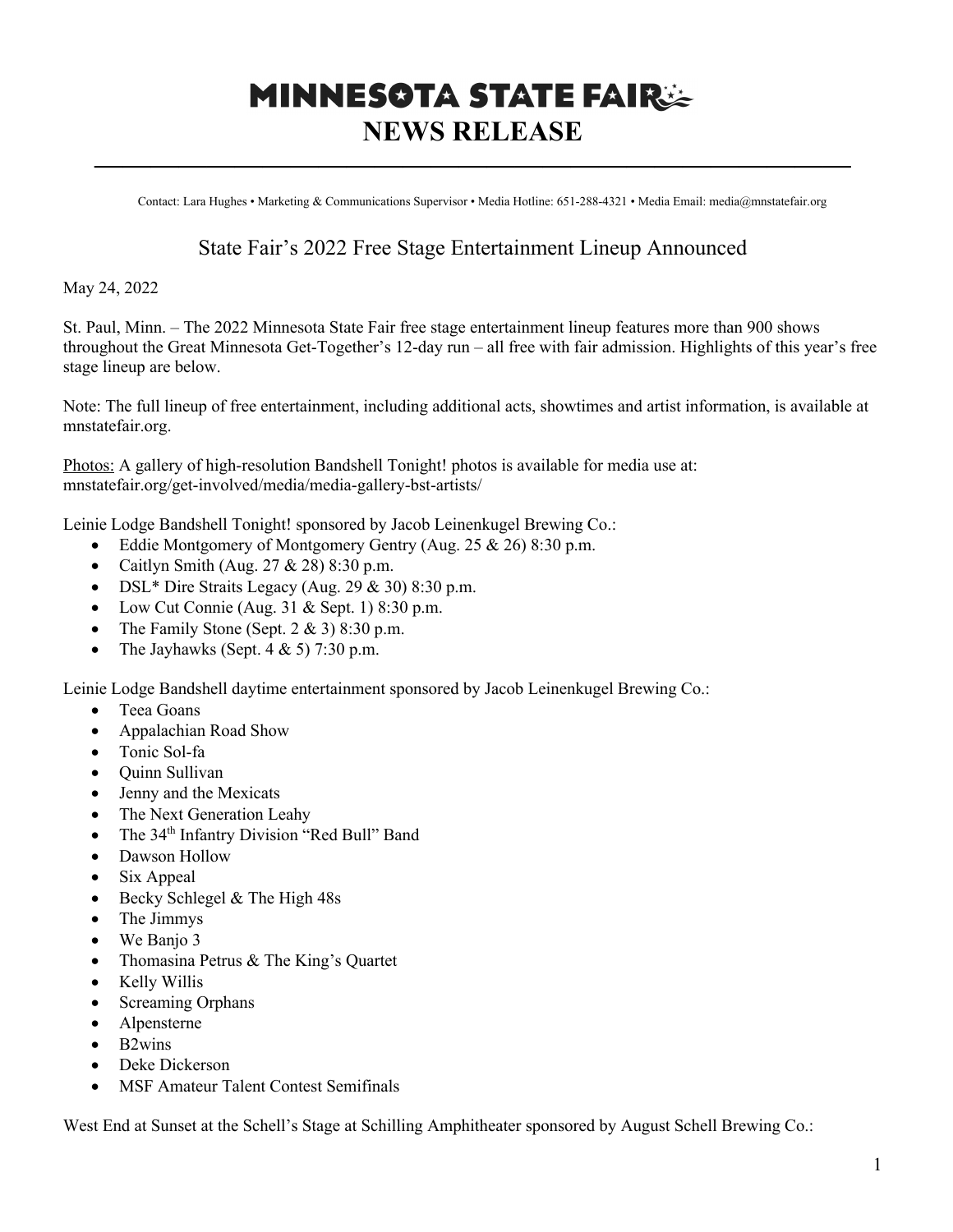# MINNESOTA STATE FAIR
# NEWS RELEASE

Contact: Lara Hughes • Marketing & Communications Supervisor • Media Hotline: 651-288-4321 • Media Email: media@mnstatefair.org

## State Fair's 2022 Free Stage Entertainment Lineup Announced

May 24, 2022

St. Paul, Minn. – The 2022 Minnesota State Fair free stage entertainment lineup features more than 900 shows throughout the Great Minnesota Get-Together's 12-day run – all free with fair admission. Highlights of this year's free stage lineup are below.

Note: The full lineup of free entertainment, including additional acts, showtimes and artist information, is available at mnstatefair.org.

Photos: A gallery of high-resolution Bandshell Tonight! photos is available for media use at: mnstatefair.org/get-involved/media/media-gallery-bst-artists/

Leinie Lodge Bandshell Tonight! sponsored by Jacob Leinenkugel Brewing Co.:

- Eddie Montgomery of Montgomery Gentry (Aug. 25 & 26) 8:30 p.m.
- Caitlyn Smith (Aug. 27 & 28) 8:30 p.m.
- DSL* Dire Straits Legacy (Aug. 29 & 30) 8:30 p.m.
- Low Cut Connie (Aug. 31 & Sept. 1) 8:30 p.m.
- The Family Stone (Sept. 2 & 3) 8:30 p.m.
- The Jayhawks (Sept. 4 & 5) 7:30 p.m.

Leinie Lodge Bandshell daytime entertainment sponsored by Jacob Leinenkugel Brewing Co.:

- Teea Goans
- Appalachian Road Show
- Tonic Sol-fa
- Quinn Sullivan
- Jenny and the Mexicats
- The Next Generation Leahy
- The 34th Infantry Division "Red Bull" Band
- Dawson Hollow
- Six Appeal
- Becky Schlegel & The High 48s
- The Jimmys
- We Banjo 3
- Thomasina Petrus & The King's Quartet
- Kelly Willis
- Screaming Orphans
- Alpensterne
- B2wins
- Deke Dickerson
- MSF Amateur Talent Contest Semifinals

West End at Sunset at the Schell's Stage at Schilling Amphitheater sponsored by August Schell Brewing Co.: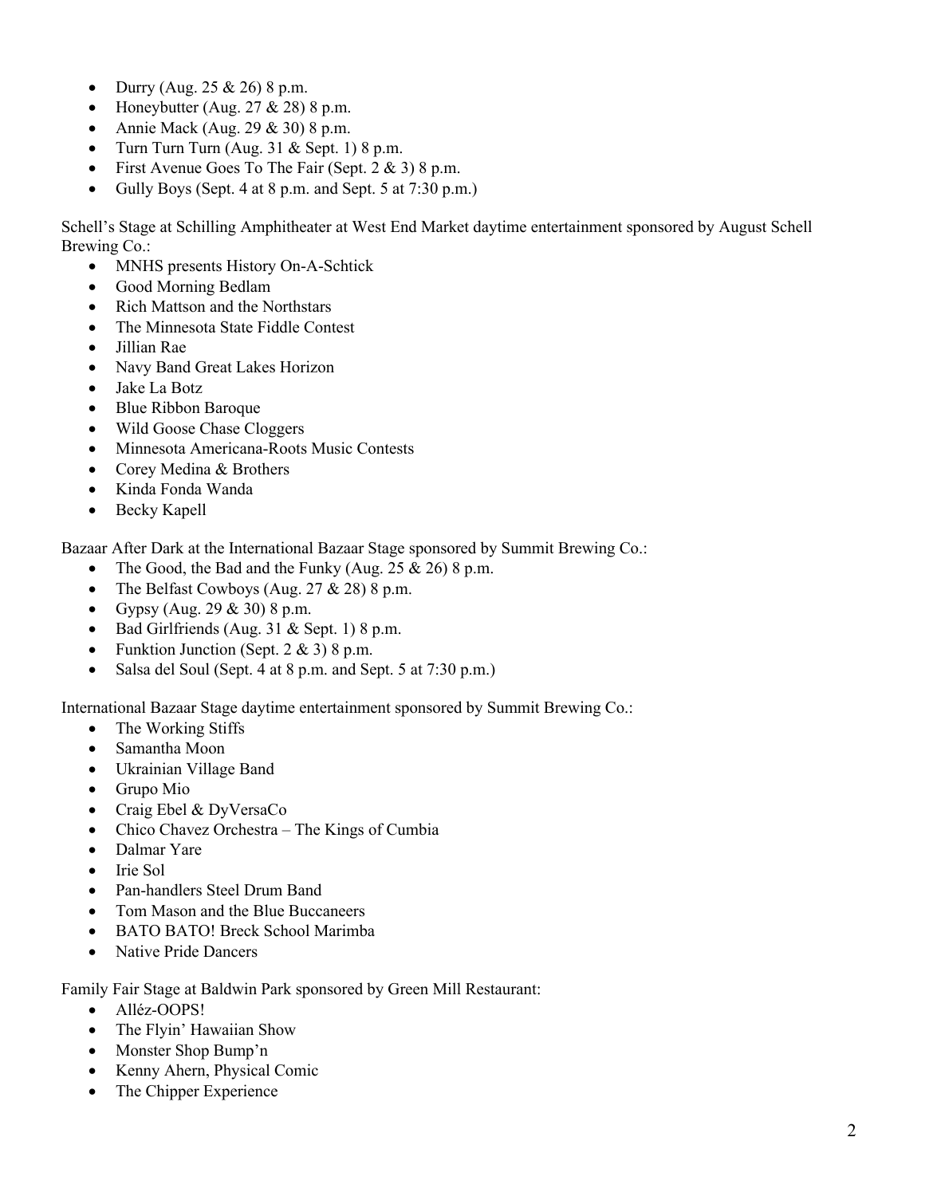- Durry (Aug. 25 & 26) 8 p.m.
- Honeybutter (Aug. 27 & 28) 8 p.m.
- Annie Mack (Aug. 29 & 30) 8 p.m.
- Turn Turn Turn (Aug. 31 & Sept. 1) 8 p.m.
- First Avenue Goes To The Fair (Sept. 2 & 3) 8 p.m.
- Gully Boys (Sept. 4 at 8 p.m. and Sept. 5 at 7:30 p.m.)

Schell's Stage at Schilling Amphitheater at West End Market daytime entertainment sponsored by August Schell Brewing Co.:

- MNHS presents History On-A-Schtick
- Good Morning Bedlam
- Rich Mattson and the Northstars
- The Minnesota State Fiddle Contest
- Jillian Rae
- Navy Band Great Lakes Horizon
- Jake La Botz
- Blue Ribbon Baroque
- Wild Goose Chase Cloggers
- Minnesota Americana-Roots Music Contests
- Corey Medina & Brothers
- Kinda Fonda Wanda
- Becky Kapell

Bazaar After Dark at the International Bazaar Stage sponsored by Summit Brewing Co.:

- The Good, the Bad and the Funky (Aug. 25 & 26) 8 p.m.
- The Belfast Cowboys (Aug. 27 & 28) 8 p.m.
- Gypsy (Aug. 29 & 30) 8 p.m.
- Bad Girlfriends (Aug. 31 & Sept. 1) 8 p.m.
- Funktion Junction (Sept. 2 & 3) 8 p.m.
- Salsa del Soul (Sept. 4 at 8 p.m. and Sept. 5 at 7:30 p.m.)

International Bazaar Stage daytime entertainment sponsored by Summit Brewing Co.:

- The Working Stiffs
- Samantha Moon
- Ukrainian Village Band
- Grupo Mio
- Craig Ebel & DyVersaCo
- Chico Chavez Orchestra – The Kings of Cumbia
- Dalmar Yare
- Irie Sol
- Pan-handlers Steel Drum Band
- Tom Mason and the Blue Buccaneers
- BATO BATO! Breck School Marimba
- Native Pride Dancers

Family Fair Stage at Baldwin Park sponsored by Green Mill Restaurant:

- Alléz-OOPS!
- The Flyin' Hawaiian Show
- Monster Shop Bump'n
- Kenny Ahern, Physical Comic
- The Chipper Experience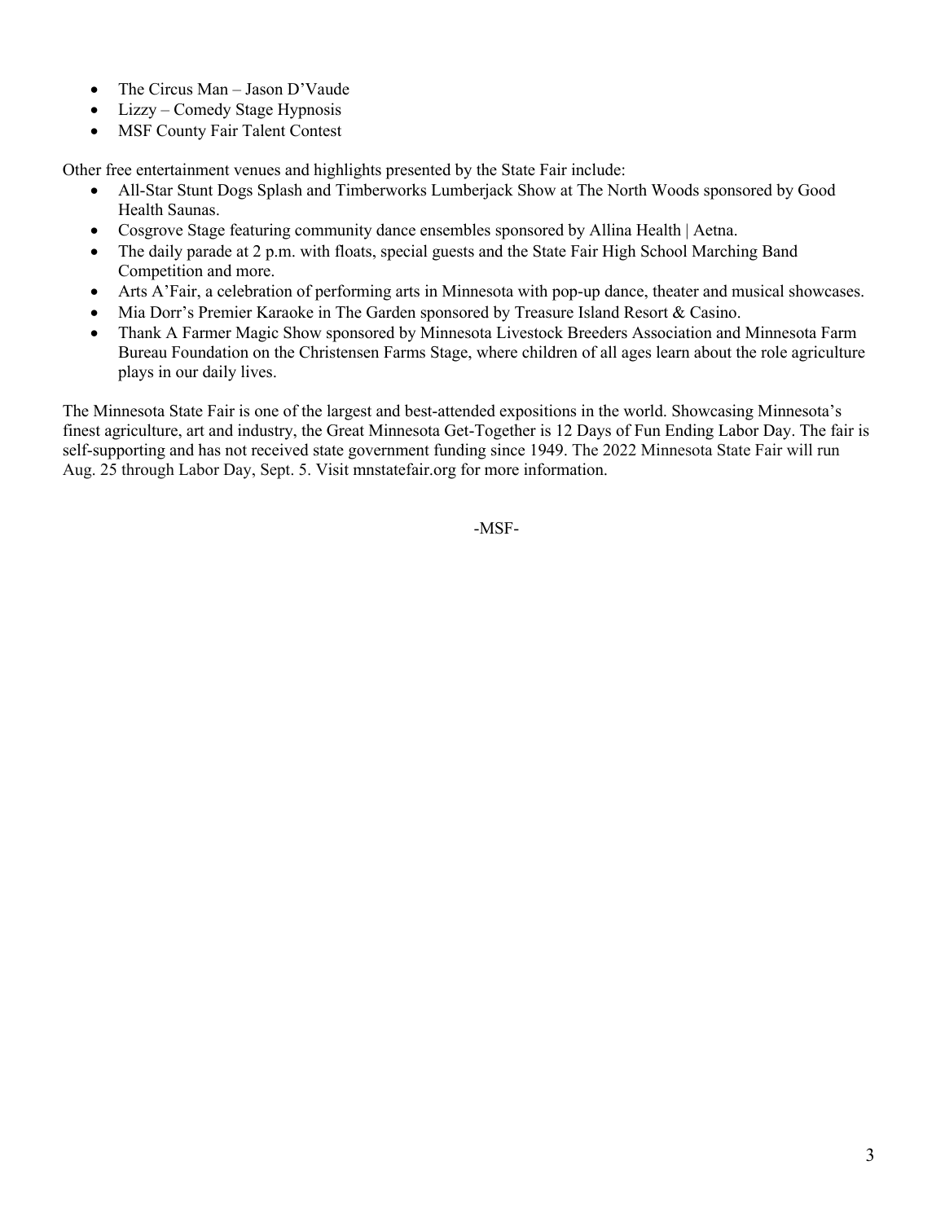- The Circus Man – Jason D'Vaude
- Lizzy – Comedy Stage Hypnosis
- MSF County Fair Talent Contest

Other free entertainment venues and highlights presented by the State Fair include:

- All-Star Stunt Dogs Splash and Timberworks Lumberjack Show at The North Woods sponsored by Good Health Saunas.
- Cosgrove Stage featuring community dance ensembles sponsored by Allina Health | Aetna.
- The daily parade at 2 p.m. with floats, special guests and the State Fair High School Marching Band Competition and more.
- Arts A'Fair, a celebration of performing arts in Minnesota with pop-up dance, theater and musical showcases.
- Mia Dorr's Premier Karaoke in The Garden sponsored by Treasure Island Resort & Casino.
- Thank A Farmer Magic Show sponsored by Minnesota Livestock Breeders Association and Minnesota Farm Bureau Foundation on the Christensen Farms Stage, where children of all ages learn about the role agriculture plays in our daily lives.

The Minnesota State Fair is one of the largest and best-attended expositions in the world. Showcasing Minnesota's finest agriculture, art and industry, the Great Minnesota Get-Together is 12 Days of Fun Ending Labor Day. The fair is self-supporting and has not received state government funding since 1949. The 2022 Minnesota State Fair will run Aug. 25 through Labor Day, Sept. 5. Visit mnstatefair.org for more information.

-MSF-